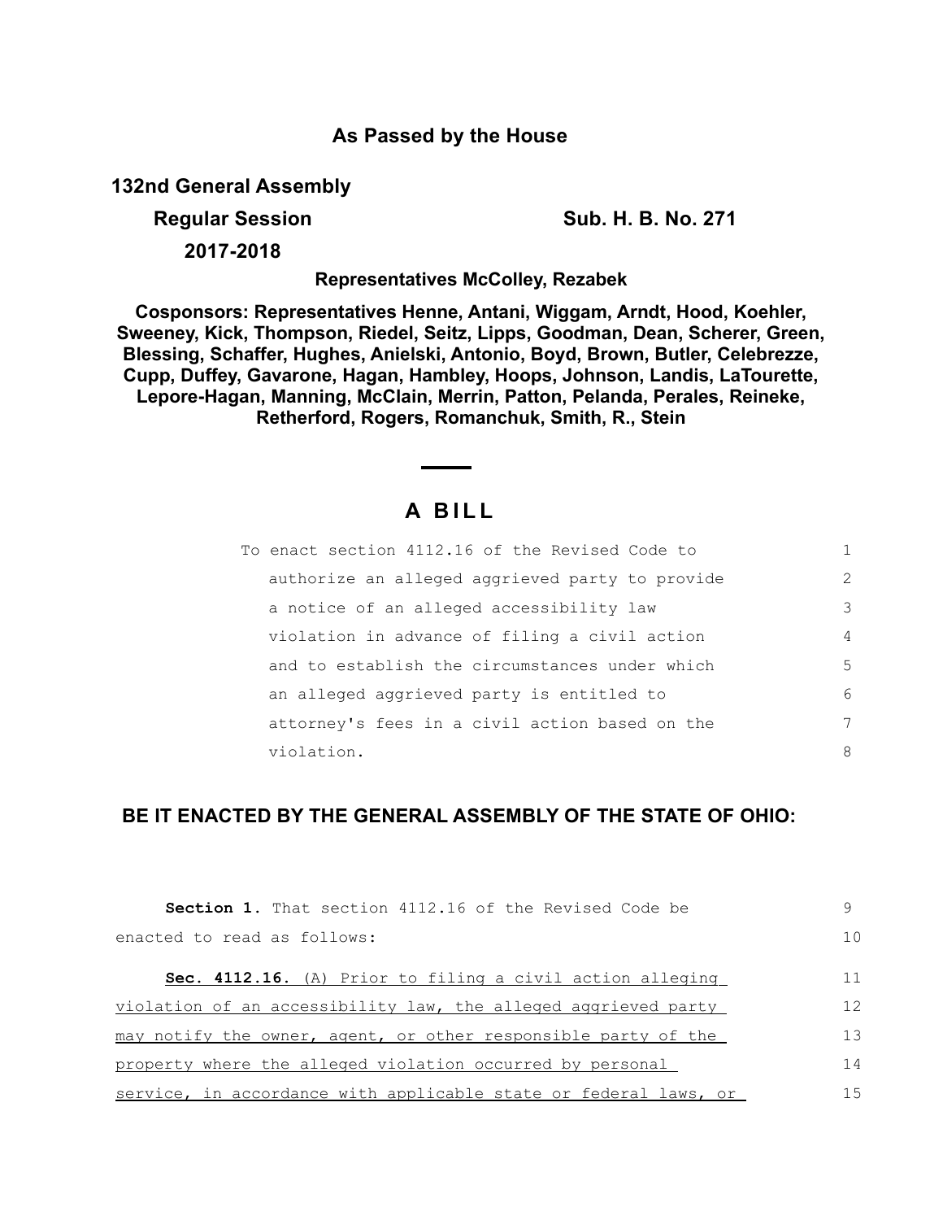## As Passed by the House

**132nd General Assembly**

**Regular Session** **Sub. H. B. No. 271**

**2017-2018**

**Representatives McColley, Rezabek**

**Cosponsors: Representatives Henne, Antani, Wiggam, Arndt, Hood, Koehler, Sweeney, Kick, Thompson, Riedel, Seitz, Lipps, Goodman, Dean, Scherer, Green, Blessing, Schaffer, Hughes, Anielski, Antonio, Boyd, Brown, Butler, Celebrezze, Cupp, Duffey, Gavarone, Hagan, Hambley, Hoops, Johnson, Landis, LaTourette, Lepore-Hagan, Manning, McClain, Merrin, Patton, Pelanda, Perales, Reineke, Retherford, Rogers, Romanchuk, Smith, R., Stein**

# A BILL

To enact section 4112.16 of the Revised Code to authorize an alleged aggrieved party to provide a notice of an alleged accessibility law violation in advance of filing a civil action and to establish the circumstances under which an alleged aggrieved party is entitled to attorney's fees in a civil action based on the violation.

## BE IT ENACTED BY THE GENERAL ASSEMBLY OF THE STATE OF OHIO:

**Section 1.** That section 4112.16 of the Revised Code be enacted to read as follows:

**Sec. 4112.16.** (A) Prior to filing a civil action alleging violation of an accessibility law, the alleged aggrieved party may notify the owner, agent, or other responsible party of the property where the alleged violation occurred by personal service, in accordance with applicable state or federal laws, or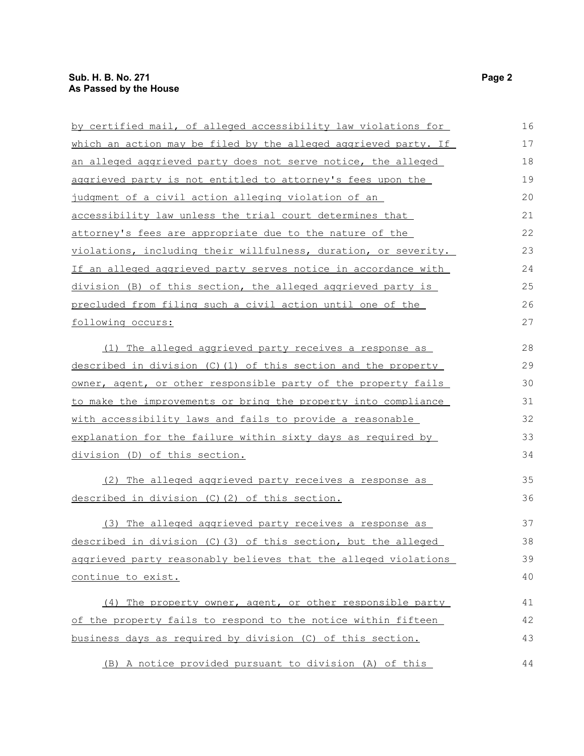by certified mail, of alleged accessibility law violations for which an action may be filed by the alleged aggrieved party. If an alleged aggrieved party does not serve notice, the alleged aggrieved party is not entitled to attorney's fees upon the judgment of a civil action alleging violation of an accessibility law unless the trial court determines that attorney's fees are appropriate due to the nature of the violations, including their willfulness, duration, or severity. If an alleged aggrieved party serves notice in accordance with division (B) of this section, the alleged aggrieved party is precluded from filing such a civil action until one of the following occurs:

(1) The alleged aggrieved party receives a response as described in division (C)(1) of this section and the property owner, agent, or other responsible party of the property fails to make the improvements or bring the property into compliance with accessibility laws and fails to provide a reasonable explanation for the failure within sixty days as required by division (D) of this section.

(2) The alleged aggrieved party receives a response as described in division (C)(2) of this section.

(3) The alleged aggrieved party receives a response as described in division (C)(3) of this section, but the alleged aggrieved party reasonably believes that the alleged violations continue to exist.

(4) The property owner, agent, or other responsible party of the property fails to respond to the notice within fifteen business days as required by division (C) of this section.

(B) A notice provided pursuant to division (A) of this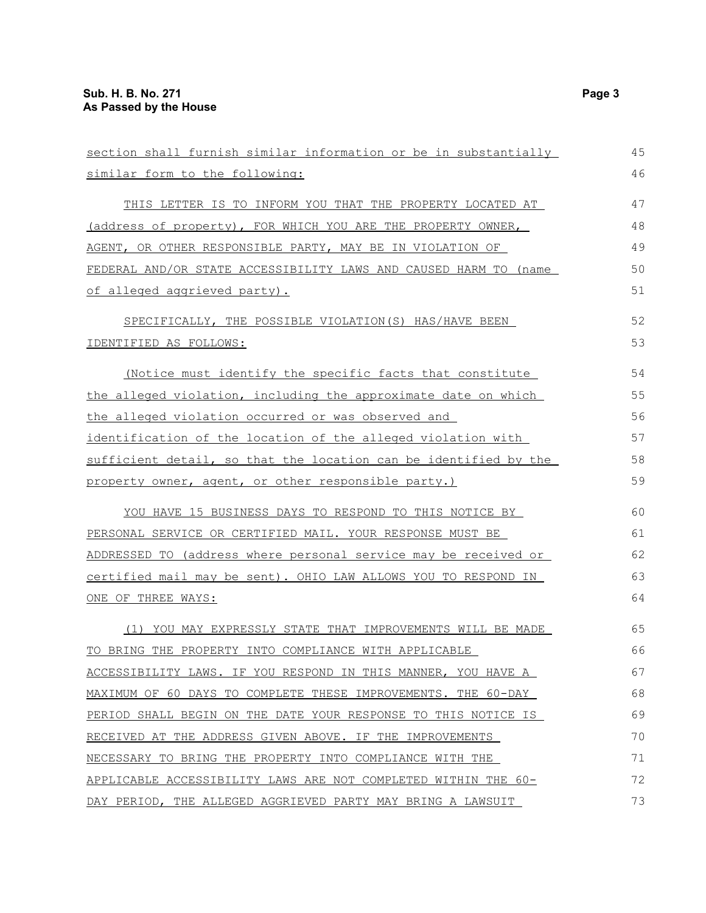section shall furnish similar information or be in substantially similar form to the following:

THIS LETTER IS TO INFORM YOU THAT THE PROPERTY LOCATED AT (address of property), FOR WHICH YOU ARE THE PROPERTY OWNER, AGENT, OR OTHER RESPONSIBLE PARTY, MAY BE IN VIOLATION OF FEDERAL AND/OR STATE ACCESSIBILITY LAWS AND CAUSED HARM TO (name of alleged aggrieved party).

SPECIFICALLY, THE POSSIBLE VIOLATION(S) HAS/HAVE BEEN IDENTIFIED AS FOLLOWS:

(Notice must identify the specific facts that constitute the alleged violation, including the approximate date on which the alleged violation occurred or was observed and identification of the location of the alleged violation with sufficient detail, so that the location can be identified by the property owner, agent, or other responsible party.)

YOU HAVE 15 BUSINESS DAYS TO RESPOND TO THIS NOTICE BY PERSONAL SERVICE OR CERTIFIED MAIL. YOUR RESPONSE MUST BE ADDRESSED TO (address where personal service may be received or certified mail may be sent). OHIO LAW ALLOWS YOU TO RESPOND IN ONE OF THREE WAYS:

(1) YOU MAY EXPRESSLY STATE THAT IMPROVEMENTS WILL BE MADE TO BRING THE PROPERTY INTO COMPLIANCE WITH APPLICABLE ACCESSIBILITY LAWS. IF YOU RESPOND IN THIS MANNER, YOU HAVE A MAXIMUM OF 60 DAYS TO COMPLETE THESE IMPROVEMENTS. THE 60-DAY PERIOD SHALL BEGIN ON THE DATE YOUR RESPONSE TO THIS NOTICE IS RECEIVED AT THE ADDRESS GIVEN ABOVE. IF THE IMPROVEMENTS NECESSARY TO BRING THE PROPERTY INTO COMPLIANCE WITH THE APPLICABLE ACCESSIBILITY LAWS ARE NOT COMPLETED WITHIN THE 60-DAY PERIOD, THE ALLEGED AGGRIEVED PARTY MAY BRING A LAWSUIT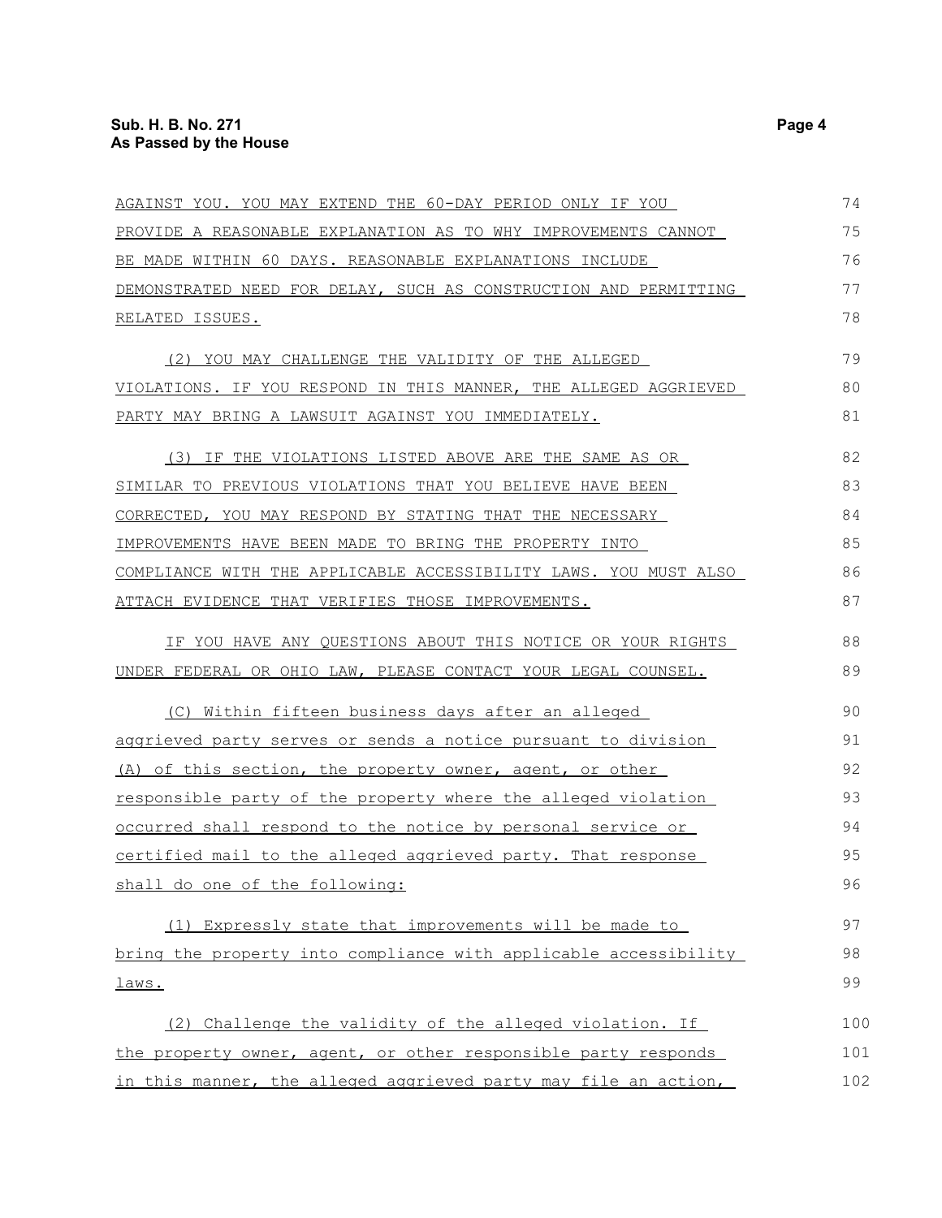AGAINST YOU. YOU MAY EXTEND THE 60-DAY PERIOD ONLY IF YOU PROVIDE A REASONABLE EXPLANATION AS TO WHY IMPROVEMENTS CANNOT BE MADE WITHIN 60 DAYS. REASONABLE EXPLANATIONS INCLUDE DEMONSTRATED NEED FOR DELAY, SUCH AS CONSTRUCTION AND PERMITTING RELATED ISSUES.

(2) YOU MAY CHALLENGE THE VALIDITY OF THE ALLEGED VIOLATIONS. IF YOU RESPOND IN THIS MANNER, THE ALLEGED AGGRIEVED PARTY MAY BRING A LAWSUIT AGAINST YOU IMMEDIATELY.

(3) IF THE VIOLATIONS LISTED ABOVE ARE THE SAME AS OR SIMILAR TO PREVIOUS VIOLATIONS THAT YOU BELIEVE HAVE BEEN CORRECTED, YOU MAY RESPOND BY STATING THAT THE NECESSARY IMPROVEMENTS HAVE BEEN MADE TO BRING THE PROPERTY INTO COMPLIANCE WITH THE APPLICABLE ACCESSIBILITY LAWS. YOU MUST ALSO ATTACH EVIDENCE THAT VERIFIES THOSE IMPROVEMENTS.

IF YOU HAVE ANY QUESTIONS ABOUT THIS NOTICE OR YOUR RIGHTS UNDER FEDERAL OR OHIO LAW, PLEASE CONTACT YOUR LEGAL COUNSEL.

(C) Within fifteen business days after an alleged aggrieved party serves or sends a notice pursuant to division (A) of this section, the property owner, agent, or other responsible party of the property where the alleged violation occurred shall respond to the notice by personal service or certified mail to the alleged aggrieved party. That response shall do one of the following:

(1) Expressly state that improvements will be made to bring the property into compliance with applicable accessibility laws.

(2) Challenge the validity of the alleged violation. If the property owner, agent, or other responsible party responds in this manner, the alleged aggrieved party may file an action,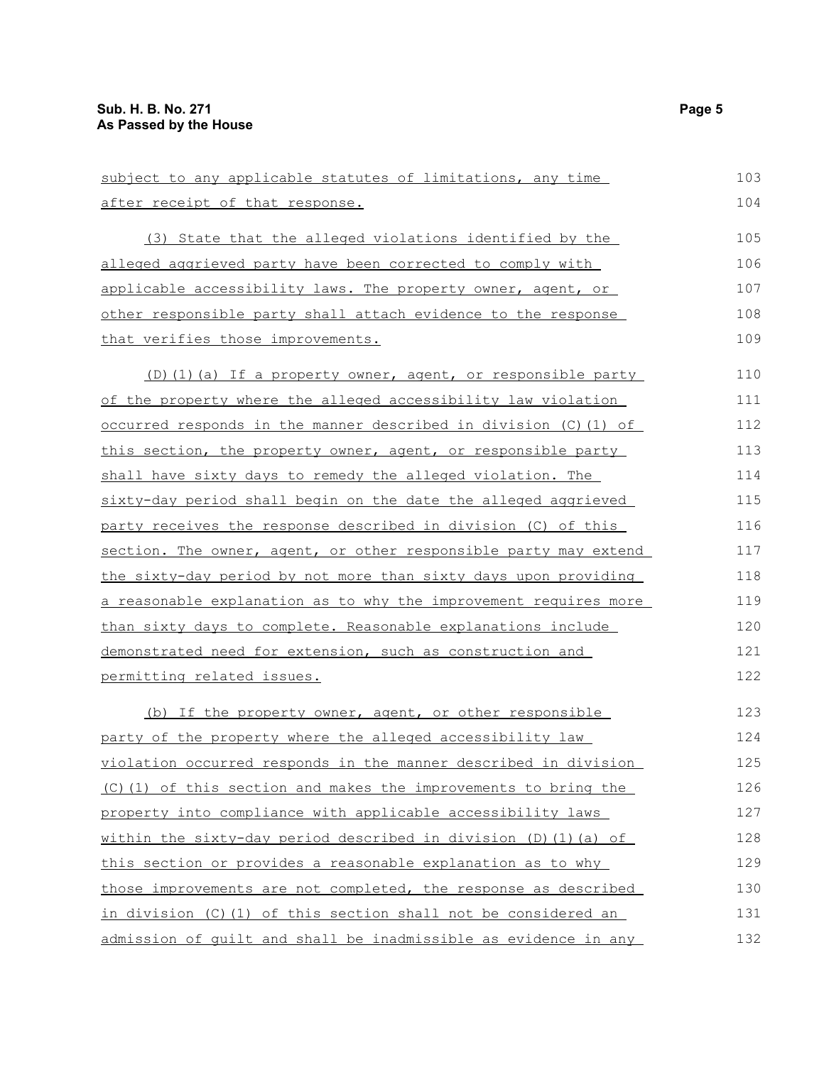subject to any applicable statutes of limitations, any time after receipt of that response.

(3) State that the alleged violations identified by the alleged aggrieved party have been corrected to comply with applicable accessibility laws. The property owner, agent, or other responsible party shall attach evidence to the response that verifies those improvements.

(D)(1)(a) If a property owner, agent, or responsible party of the property where the alleged accessibility law violation occurred responds in the manner described in division (C)(1) of this section, the property owner, agent, or responsible party shall have sixty days to remedy the alleged violation. The sixty-day period shall begin on the date the alleged aggrieved party receives the response described in division (C) of this section. The owner, agent, or other responsible party may extend the sixty-day period by not more than sixty days upon providing a reasonable explanation as to why the improvement requires more than sixty days to complete. Reasonable explanations include demonstrated need for extension, such as construction and permitting related issues.

(b) If the property owner, agent, or other responsible party of the property where the alleged accessibility law violation occurred responds in the manner described in division (C)(1) of this section and makes the improvements to bring the property into compliance with applicable accessibility laws within the sixty-day period described in division (D)(1)(a) of this section or provides a reasonable explanation as to why those improvements are not completed, the response as described in division (C)(1) of this section shall not be considered an admission of guilt and shall be inadmissible as evidence in any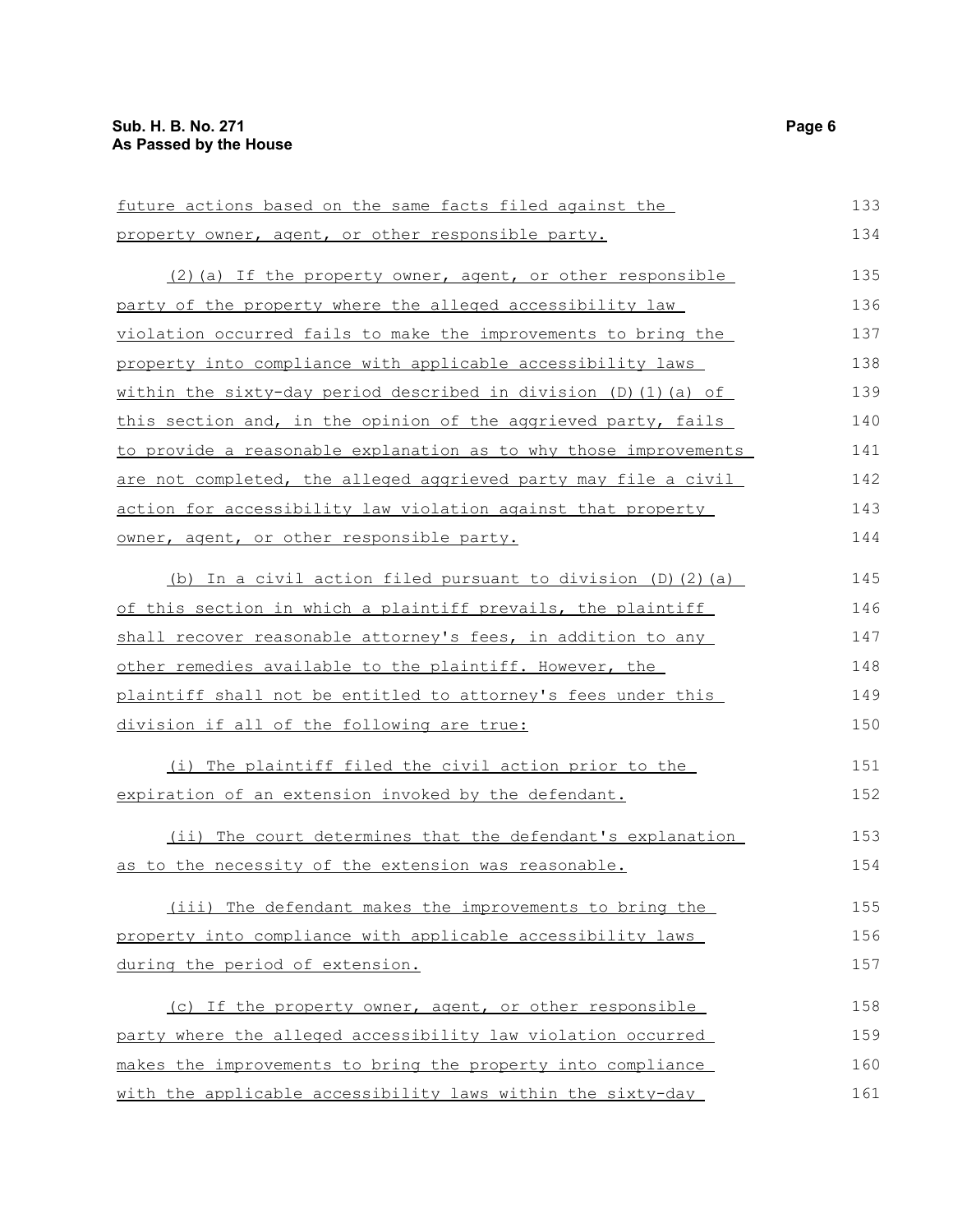future actions based on the same facts filed against the property owner, agent, or other responsible party.

(2)(a) If the property owner, agent, or other responsible party of the property where the alleged accessibility law violation occurred fails to make the improvements to bring the property into compliance with applicable accessibility laws within the sixty-day period described in division (D)(1)(a) of this section and, in the opinion of the aggrieved party, fails to provide a reasonable explanation as to why those improvements are not completed, the alleged aggrieved party may file a civil action for accessibility law violation against that property owner, agent, or other responsible party.

(b) In a civil action filed pursuant to division (D)(2)(a) of this section in which a plaintiff prevails, the plaintiff shall recover reasonable attorney's fees, in addition to any other remedies available to the plaintiff. However, the plaintiff shall not be entitled to attorney's fees under this division if all of the following are true:

(i) The plaintiff filed the civil action prior to the expiration of an extension invoked by the defendant.

(ii) The court determines that the defendant's explanation as to the necessity of the extension was reasonable.

(iii) The defendant makes the improvements to bring the property into compliance with applicable accessibility laws during the period of extension.

(c) If the property owner, agent, or other responsible party where the alleged accessibility law violation occurred makes the improvements to bring the property into compliance with the applicable accessibility laws within the sixty-day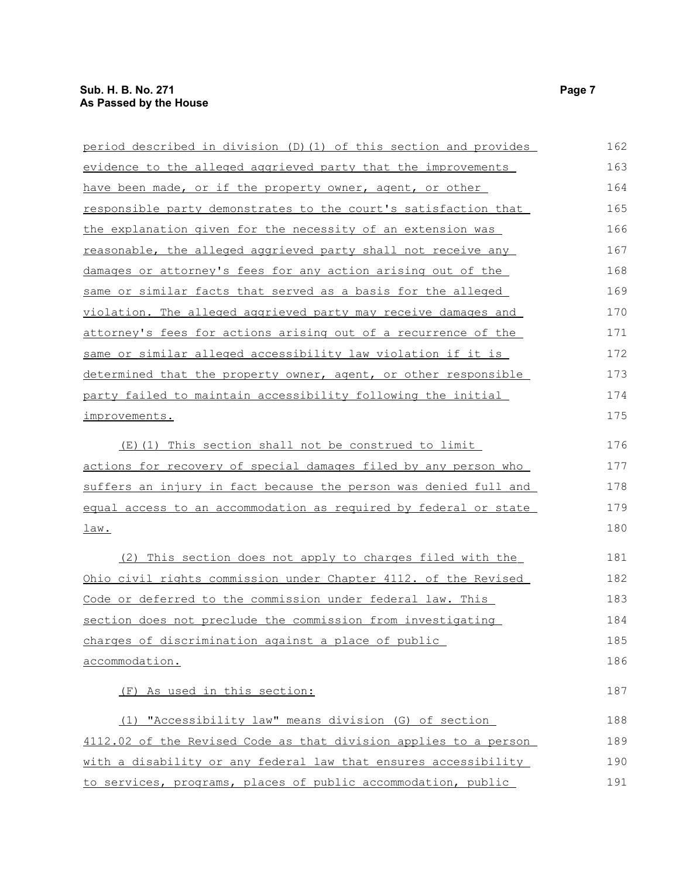period described in division (D)(1) of this section and provides evidence to the alleged aggrieved party that the improvements have been made, or if the property owner, agent, or other responsible party demonstrates to the court's satisfaction that the explanation given for the necessity of an extension was reasonable, the alleged aggrieved party shall not receive any damages or attorney's fees for any action arising out of the same or similar facts that served as a basis for the alleged violation. The alleged aggrieved party may receive damages and attorney's fees for actions arising out of a recurrence of the same or similar alleged accessibility law violation if it is determined that the property owner, agent, or other responsible party failed to maintain accessibility following the initial improvements.

(E)(1) This section shall not be construed to limit actions for recovery of special damages filed by any person who suffers an injury in fact because the person was denied full and equal access to an accommodation as required by federal or state law.

(2) This section does not apply to charges filed with the Ohio civil rights commission under Chapter 4112. of the Revised Code or deferred to the commission under federal law. This section does not preclude the commission from investigating charges of discrimination against a place of public accommodation.

(F) As used in this section:

(1) "Accessibility law" means division (G) of section 4112.02 of the Revised Code as that division applies to a person with a disability or any federal law that ensures accessibility to services, programs, places of public accommodation, public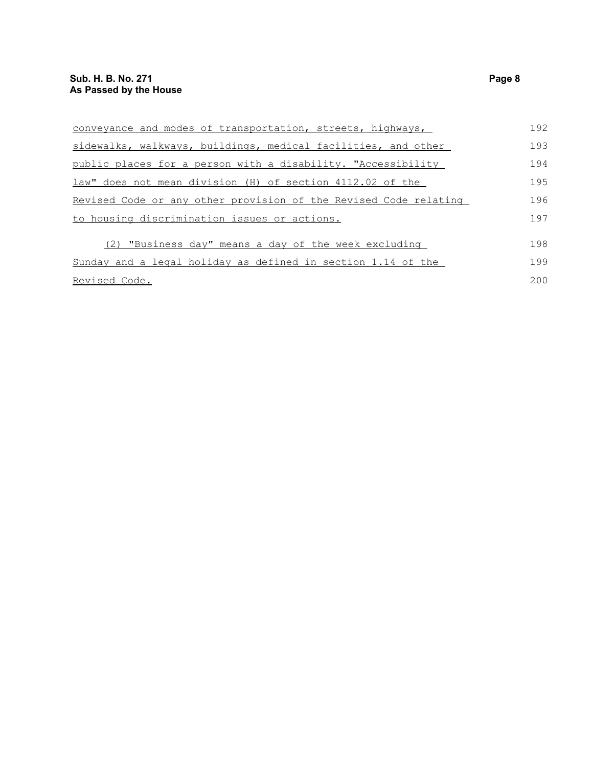conveyance and modes of transportation, streets, highways, sidewalks, walkways, buildings, medical facilities, and other public places for a person with a disability. "Accessibility law" does not mean division (H) of section 4112.02 of the Revised Code or any other provision of the Revised Code relating to housing discrimination issues or actions.

(2) "Business day" means a day of the week excluding Sunday and a legal holiday as defined in section 1.14 of the Revised Code.